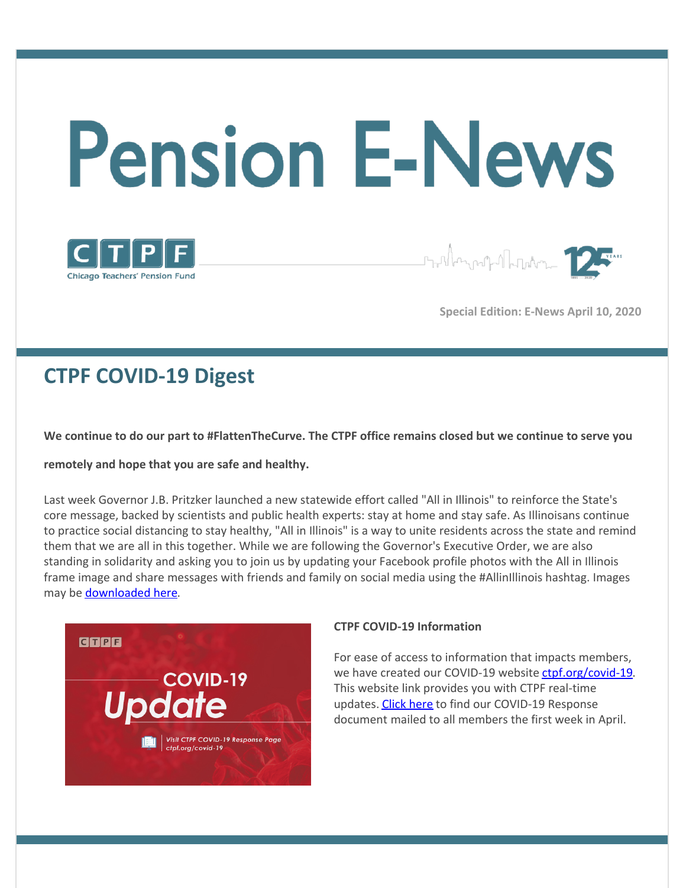# Pension E-News

Chicago Teachers' Pension Fund

Special Edition: E-News April 10, 2020

## CTPF COVID-19 Digest

**We continue to do our part to #FlattenTheCurve. The CTPF office remains closed but we continue to serve you remotely and hope that you are safe and healthy.**

Last week Governor J.B. Pritzker launched a new statewide effort called "All in Illinois" to reinforce the State's core message, backed by scientists and public health experts: stay at home and stay safe. As Illinoisans continue to practice social distancing to stay healthy, "All in Illinois" is a way to unite residents across the state and remind them that we are all in this together. While we are following the Governor's Executive Order, we are also standing in solidarity and asking you to join us by updating your Facebook profile photos with the All in Illinois frame image and share messages with friends and family on social media using the #AllinIllinois hashtag. Images may be downloaded here.

**CTPF COVID-19 Information**

For ease of access to information that impacts members, we have created our COVID-19 website ctpf.org/covid-19. This website link provides you with CTPF real-time updates. Click here to find our COVID-19 Response document mailed to all members the first week in April.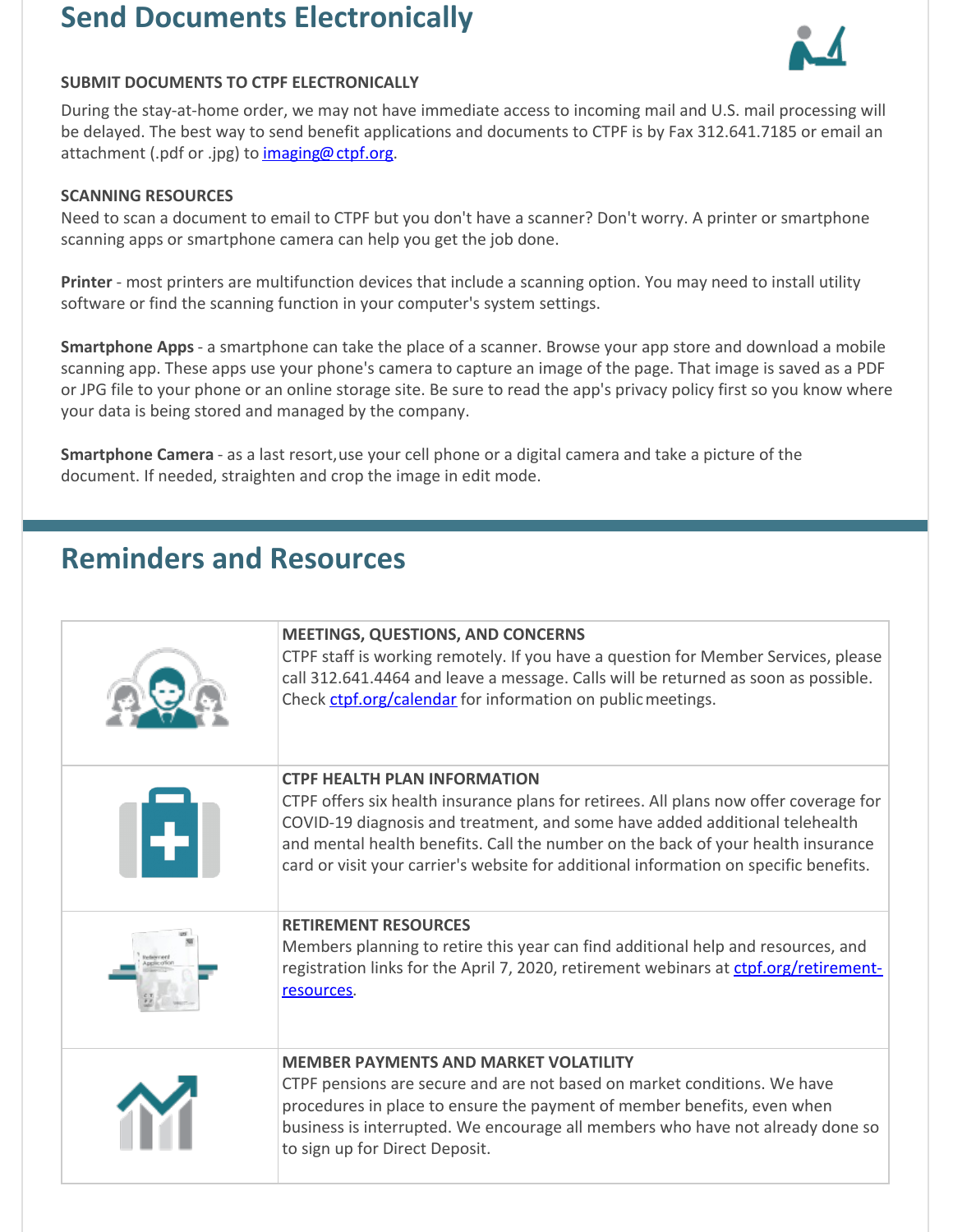## Send Documents Electronically

**SUBMIT DOCUMENTS TO CTPF ELECTRONICALLY**

During the stay-at-home order, we may not have immediate access to incoming mail and U.S. mail processing will be delayed. The best way to send benefit applications and documents to CTPF is by Fax 312.641.7185 or email an attachment (.pdf or .jpg) to imaging@ctpf.org.

**SCANNING RESOURCES**

Need to scan a document to email to CTPF but you don't have a scanner? Don't worry. A printer or smartphone scanning apps or smartphone camera can help you get the job done.

**Printer** - most printers are multifunction devices that include a scanning option. You may need to install utility software or find the scanning function in your computer's system settings.

**Smartphone Apps** - a smartphone can take the place of a scanner. Browse your app store and download a mobile scanning app. These apps use your phone's camera to capture an image of the page. That image is saved as a PDF or JPG file to your phone or an online storage site. Be sure to read the app's privacy policy first so you know where your data is being stored and managed by the company.

**Smartphone Camera** - as a last resort, use your cell phone or a digital camera and take a picture of the document. If needed, straighten and crop the image in edit mode.

## Reminders and Resources

**MEETINGS, QUESTIONS, AND CONCERNS**

CTPF staff is working remotely. If you have a question for Member Services, please call 312.641.4464 and leave a message. Calls will be returned as soon as possible. Check ctpf.org/calendar for information on public meetings.

**CTPF HEALTH PLAN INFORMATION**

CTPF offers six health insurance plans for retirees. All plans now offer coverage for COVID-19 diagnosis and treatment, and some have added additional telehealth and mental health benefits. Call the number on the back of your health insurance card or visit your carrier's website for additional information on specific benefits.

**RETIREMENT RESOURCES**

Members planning to retire this year can find additional help and resources, and registration links for the April 7, 2020, retirement webinars at ctpf.org/retirement-resources.

**MEMBER PAYMENTS AND MARKET VOLATILITY**

CTPF pensions are secure and are not based on market conditions. We have procedures in place to ensure the payment of member benefits, even when business is interrupted. We encourage all members who have not already done so to sign up for Direct Deposit.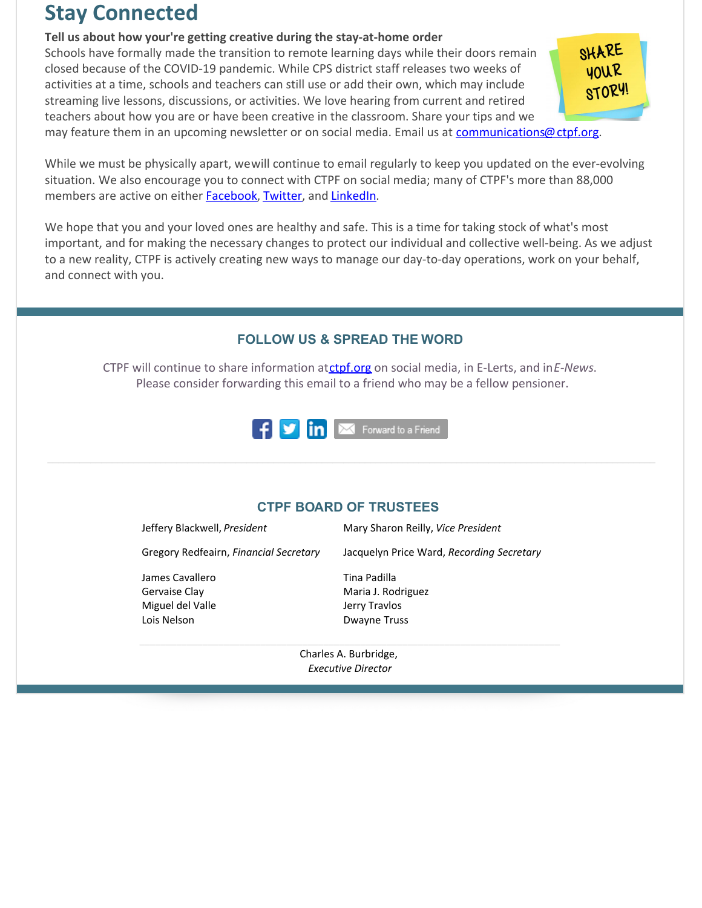## Stay Connected

**Tell us about how your're getting creative during the stay-at-home order**

Schools have formally made the transition to remote learning days while their doors remain closed because of the COVID-19 pandemic. While CPS district staff releases two weeks of activities at a time, schools and teachers can still use or add their own, which may include streaming live lessons, discussions, or activities. We love hearing from current and retired teachers about how you are or have been creative in the classroom. Share your tips and we may feature them in an upcoming newsletter or on social media. Email us at communications@ctpf.org.

While we must be physically apart, wewill continue to email regularly to keep you updated on the ever-evolving situation. We also encourage you to connect with CTPF on social media; many of CTPF's more than 88,000 members are active on either Facebook, Twitter, and LinkedIn.

We hope that you and your loved ones are healthy and safe. This is a time for taking stock of what's most important, and for making the necessary changes to protect our individual and collective well-being. As we adjust to a new reality, CTPF is actively creating new ways to manage our day-to-day operations, work on your behalf, and connect with you.

### FOLLOW US & SPREAD THE WORD

CTPF will continue to share information at ctpf.org on social media, in E-Lerts, and in *E-News*. Please consider forwarding this email to a friend who may be a fellow pensioner.

Forward to a Friend

### CTPF BOARD OF TRUSTEES

Jeffery Blackwell, *President*

Mary Sharon Reilly, *Vice President*

Gregory Redfeairn, *Financial Secretary*

Jacquelyn Price Ward, *Recording Secretary*

James Cavallero
Gervaise Clay
Miguel del Valle
Lois Nelson

Tina Padilla
Maria J. Rodriguez
Jerry Travlos
Dwayne Truss

Charles A. Burbridge,
*Executive Director*